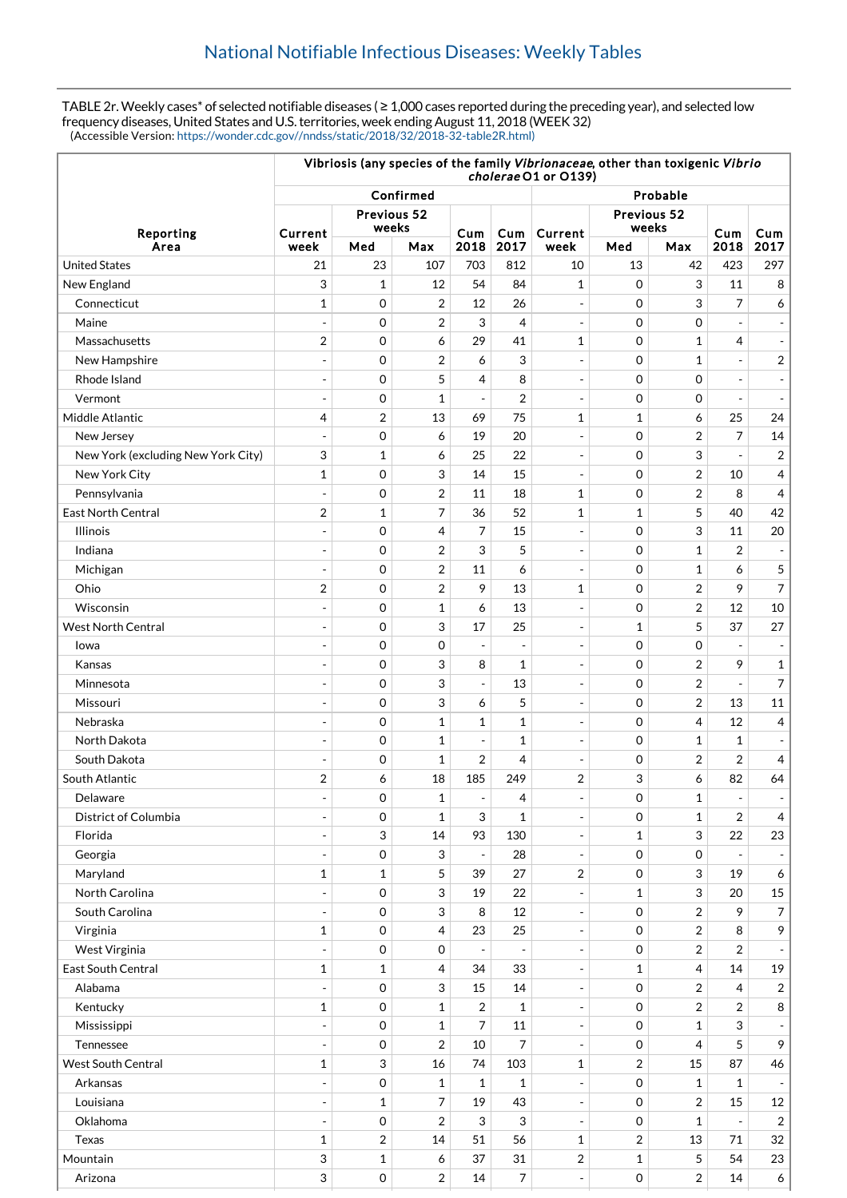## National Notifiable Infectious Diseases: Weekly Tables

TABLE 2r. Weekly cases* of selected notifiable diseases ( ≥ 1,000 cases reported during the preceding year), and selected low frequency diseases, United States and U.S. territories, week ending August 11, 2018 (WEEK 32)
(Accessible Version: https://wonder.cdc.gov//nndss/static/2018/32/2018-32-table2R.html)

| Reporting Area | Vibriosis (any species of the family *Vibrionaceae*, other than toxigenic *Vibrio cholerae* O1 or O139) | | | | | | | | | |
|---|---|---|---|---|---|---|---|---|---|---|
| | Confirmed | | | | | Probable | | | | |
| | Current week | Previous 52 weeks | | Cum 2018 | Cum 2017 | Current week | Previous 52 weeks | | Cum 2018 | Cum 2017 |
| | | Med | Max | | | | Med | Max | | |
| United States | 21 | 23 | 107 | 703 | 812 | 10 | 13 | 42 | 423 | 297 |
| New England | 3 | 1 | 12 | 54 | 84 | 1 | 0 | 3 | 11 | 8 |
| Connecticut | 1 | 0 | 2 | 12 | 26 | - | 0 | 3 | 7 | 6 |
| Maine | - | 0 | 2 | 3 | 4 | - | 0 | 0 | - | - |
| Massachusetts | 2 | 0 | 6 | 29 | 41 | 1 | 0 | 1 | 4 | - |
| New Hampshire | - | 0 | 2 | 6 | 3 | - | 0 | 1 | - | 2 |
| Rhode Island | - | 0 | 5 | 4 | 8 | - | 0 | 0 | - | - |
| Vermont | - | 0 | 1 | - | 2 | - | 0 | 0 | - | - |
| Middle Atlantic | 4 | 2 | 13 | 69 | 75 | 1 | 1 | 6 | 25 | 24 |
| New Jersey | - | 0 | 6 | 19 | 20 | - | 0 | 2 | 7 | 14 |
| New York (excluding New York City) | 3 | 1 | 6 | 25 | 22 | - | 0 | 3 | - | 2 |
| New York City | 1 | 0 | 3 | 14 | 15 | - | 0 | 2 | 10 | 4 |
| Pennsylvania | - | 0 | 2 | 11 | 18 | 1 | 0 | 2 | 8 | 4 |
| East North Central | 2 | 1 | 7 | 36 | 52 | 1 | 1 | 5 | 40 | 42 |
| Illinois | - | 0 | 4 | 7 | 15 | - | 0 | 3 | 11 | 20 |
| Indiana | - | 0 | 2 | 3 | 5 | - | 0 | 1 | 2 | - |
| Michigan | - | 0 | 2 | 11 | 6 | - | 0 | 1 | 6 | 5 |
| Ohio | 2 | 0 | 2 | 9 | 13 | 1 | 0 | 2 | 9 | 7 |
| Wisconsin | - | 0 | 1 | 6 | 13 | - | 0 | 2 | 12 | 10 |
| West North Central | - | 0 | 3 | 17 | 25 | - | 1 | 5 | 37 | 27 |
| Iowa | - | 0 | 0 | - | - | - | 0 | 0 | - | - |
| Kansas | - | 0 | 3 | 8 | 1 | - | 0 | 2 | 9 | 1 |
| Minnesota | - | 0 | 3 | - | 13 | - | 0 | 2 | - | 7 |
| Missouri | - | 0 | 3 | 6 | 5 | - | 0 | 2 | 13 | 11 |
| Nebraska | - | 0 | 1 | 1 | 1 | - | 0 | 4 | 12 | 4 |
| North Dakota | - | 0 | 1 | - | 1 | - | 0 | 1 | 1 | - |
| South Dakota | - | 0 | 1 | 2 | 4 | - | 0 | 2 | 2 | 4 |
| South Atlantic | 2 | 6 | 18 | 185 | 249 | 2 | 3 | 6 | 82 | 64 |
| Delaware | - | 0 | 1 | - | 4 | - | 0 | 1 | - | - |
| District of Columbia | - | 0 | 1 | 3 | 1 | - | 0 | 1 | 2 | 4 |
| Florida | - | 3 | 14 | 93 | 130 | - | 1 | 3 | 22 | 23 |
| Georgia | - | 0 | 3 | - | 28 | - | 0 | 0 | - | - |
| Maryland | 1 | 1 | 5 | 39 | 27 | 2 | 0 | 3 | 19 | 6 |
| North Carolina | - | 0 | 3 | 19 | 22 | - | 1 | 3 | 20 | 15 |
| South Carolina | - | 0 | 3 | 8 | 12 | - | 0 | 2 | 9 | 7 |
| Virginia | 1 | 0 | 4 | 23 | 25 | - | 0 | 2 | 8 | 9 |
| West Virginia | - | 0 | 0 | - | - | - | 0 | 2 | 2 | - |
| East South Central | 1 | 1 | 4 | 34 | 33 | - | 1 | 4 | 14 | 19 |
| Alabama | - | 0 | 3 | 15 | 14 | - | 0 | 2 | 4 | 2 |
| Kentucky | 1 | 0 | 1 | 2 | 1 | - | 0 | 2 | 2 | 8 |
| Mississippi | - | 0 | 1 | 7 | 11 | - | 0 | 1 | 3 | - |
| Tennessee | - | 0 | 2 | 10 | 7 | - | 0 | 4 | 5 | 9 |
| West South Central | 1 | 3 | 16 | 74 | 103 | 1 | 2 | 15 | 87 | 46 |
| Arkansas | - | 0 | 1 | 1 | 1 | - | 0 | 1 | 1 | - |
| Louisiana | - | 1 | 7 | 19 | 43 | - | 0 | 2 | 15 | 12 |
| Oklahoma | - | 0 | 2 | 3 | 3 | - | 0 | 1 | - | 2 |
| Texas | 1 | 2 | 14 | 51 | 56 | 1 | 2 | 13 | 71 | 32 |
| Mountain | 3 | 1 | 6 | 37 | 31 | 2 | 1 | 5 | 54 | 23 |
| Arizona | 3 | 0 | 2 | 14 | 7 | - | 0 | 2 | 14 | 6 |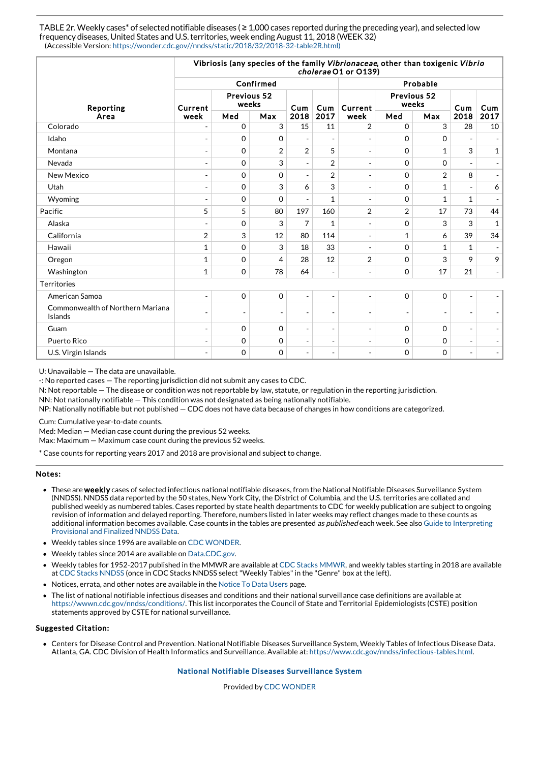TABLE 2r. Weekly cases* of selected notifiable diseases ( ≥ 1,000 cases reported during the preceding year), and selected low frequency diseases, United States and U.S. territories, week ending August 11, 2018 (WEEK 32)
(Accessible Version: https://wonder.cdc.gov//nndss/static/2018/32/2018-32-table2R.html)

| Reporting Area | Vibriosis (any species of the family *Vibrionaceae*, other than toxigenic *Vibrio cholerae* O1 or O139) | | | | | | | | | |
|---|---|---|---|---|---|---|---|---|---|---|
| | Confirmed | | | | | Probable | | | | |
| | Current week | Previous 52 weeks Med | Previous 52 weeks Max | Cum 2018 | Cum 2017 | Current week | Previous 52 weeks Med | Previous 52 weeks Max | Cum 2018 | Cum 2017 |
| Colorado | - | 0 | 3 | 15 | 11 | 2 | 0 | 3 | 28 | 10 |
| Idaho | - | 0 | 0 | - | - | - | 0 | 0 | - | - |
| Montana | - | 0 | 2 | 2 | 5 | - | 0 | 1 | 3 | 1 |
| Nevada | - | 0 | 3 | - | 2 | - | 0 | 0 | - | - |
| New Mexico | - | 0 | 0 | - | 2 | - | 0 | 2 | 8 | - |
| Utah | - | 0 | 3 | 6 | 3 | - | 0 | 1 | - | 6 |
| Wyoming | - | 0 | 0 | - | 1 | - | 0 | 1 | 1 | - |
| Pacific | 5 | 5 | 80 | 197 | 160 | 2 | 2 | 17 | 73 | 44 |
| Alaska | - | 0 | 3 | 7 | 1 | - | 0 | 3 | 3 | 1 |
| California | 2 | 3 | 12 | 80 | 114 | - | 1 | 6 | 39 | 34 |
| Hawaii | 1 | 0 | 3 | 18 | 33 | - | 0 | 1 | 1 | - |
| Oregon | 1 | 0 | 4 | 28 | 12 | 2 | 0 | 3 | 9 | 9 |
| Washington | 1 | 0 | 78 | 64 | - | - | 0 | 17 | 21 | - |
| Territories | | | | | | | | | | |
| American Samoa | - | 0 | 0 | - | - | - | 0 | 0 | - | - |
| Commonwealth of Northern Mariana Islands | - | - | - | - | - | - | - | - | - | - |
| Guam | - | 0 | 0 | - | - | - | 0 | 0 | - | - |
| Puerto Rico | - | 0 | 0 | - | - | - | 0 | 0 | - | - |
| U.S. Virgin Islands | - | 0 | 0 | - | - | - | 0 | 0 | - | - |

U: Unavailable — The data are unavailable.
-: No reported cases — The reporting jurisdiction did not submit any cases to CDC.
N: Not reportable — The disease or condition was not reportable by law, statute, or regulation in the reporting jurisdiction.
NN: Not nationally notifiable — This condition was not designated as being nationally notifiable.
NP: Nationally notifiable but not published — CDC does not have data because of changes in how conditions are categorized.

Cum: Cumulative year-to-date counts.
Med: Median — Median case count during the previous 52 weeks.
Max: Maximum — Maximum case count during the previous 52 weeks.

* Case counts for reporting years 2017 and 2018 are provisional and subject to change.

**Notes:**

- These are **weekly** cases of selected infectious national notifiable diseases, from the National Notifiable Diseases Surveillance System (NNDSS). NNDSS data reported by the 50 states, New York City, the District of Columbia, and the U.S. territories are collated and published weekly as numbered tables. Cases reported by state health departments to CDC for weekly publication are subject to ongoing revision of information and delayed reporting. Therefore, numbers listed in later weeks may reflect changes made to these counts as additional information becomes available. Case counts in the tables are presented *as published* each week. See also Guide to Interpreting Provisional and Finalized NNDSS Data.
- Weekly tables since 1996 are available on CDC WONDER.
- Weekly tables since 2014 are available on Data.CDC.gov.
- Weekly tables for 1952-2017 published in the MMWR are available at CDC Stacks MMWR, and weekly tables starting in 2018 are available at CDC Stacks NNDSS (once in CDC Stacks NNDSS select "Weekly Tables" in the "Genre" box at the left).
- Notices, errata, and other notes are available in the Notice To Data Users page.
- The list of national notifiable infectious diseases and conditions and their national surveillance case definitions are available at https://wwwn.cdc.gov/nndss/conditions/. This list incorporates the Council of State and Territorial Epidemiologists (CSTE) position statements approved by CSTE for national surveillance.

**Suggested Citation:**

- Centers for Disease Control and Prevention. National Notifiable Diseases Surveillance System, Weekly Tables of Infectious Disease Data. Atlanta, GA. CDC Division of Health Informatics and Surveillance. Available at: https://www.cdc.gov/nndss/infectious-tables.html.

National Notifiable Diseases Surveillance System

Provided by CDC WONDER